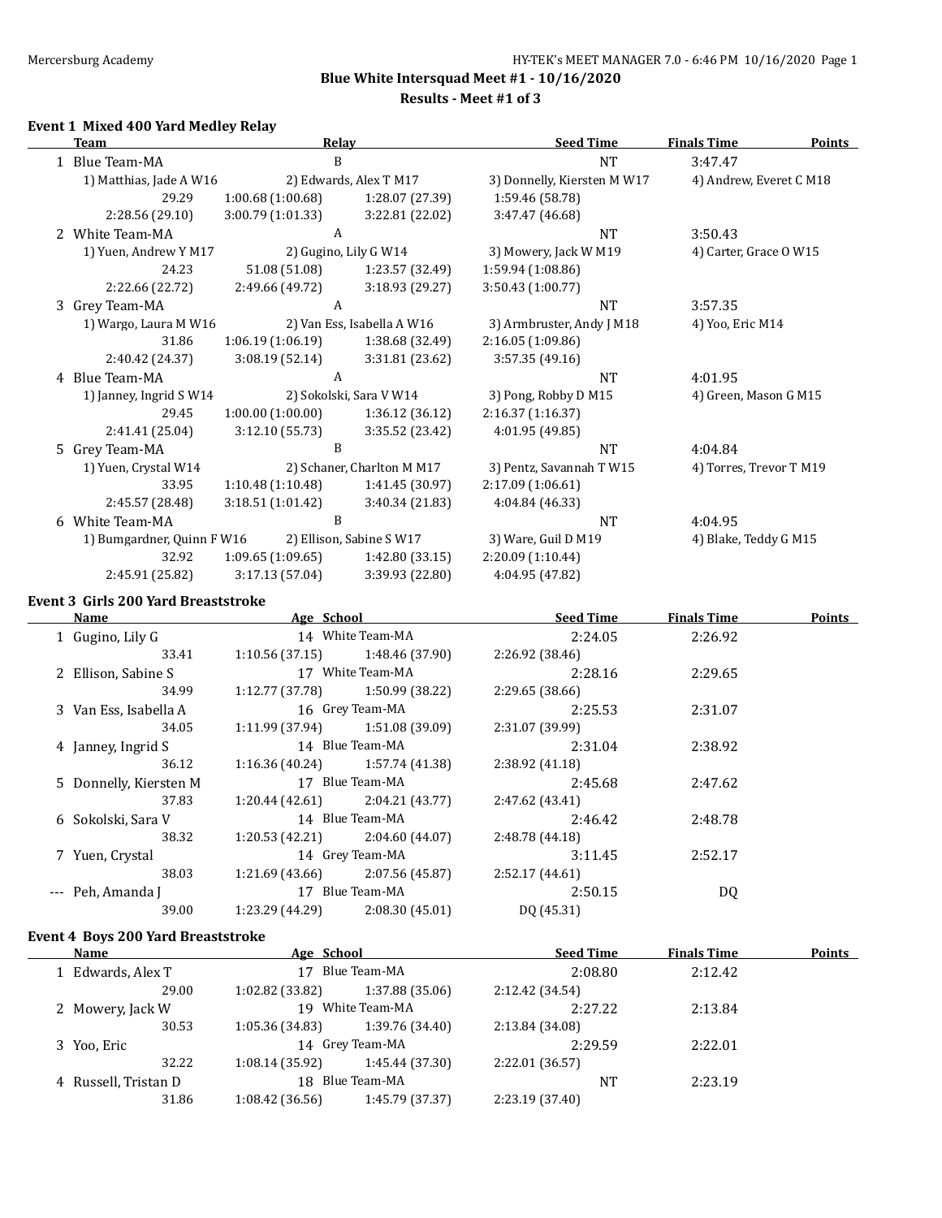## Blue White Intersquad Meet #1 - 10/16/2020

### Results - Meet #1 of 3

### Event 1 Mixed 400 Yard Medley Relay

| | Team | Relay | Seed Time | Finals Time | Points |
|---|---|---|---|---|---|
| 1 | Blue Team-MA | B | NT | 3:47.47 | |
| | 1) Matthias, Jade A W16 | 2) Edwards, Alex T M17 | 3) Donnelly, Kiersten M W17 | 4) Andrew, Everet C M18 | |
| | 29.29 | 1:00.68 (1:00.68) | 1:28.07 (27.39) | 1:59.46 (58.78) | |
| | 2:28.56 (29.10) | 3:00.79 (1:01.33) | 3:22.81 (22.02) | 3:47.47 (46.68) | |
| 2 | White Team-MA | A | NT | 3:50.43 | |
| | 1) Yuen, Andrew Y M17 | 2) Gugino, Lily G W14 | 3) Mowery, Jack W M19 | 4) Carter, Grace O W15 | |
| | 24.23 | 51.08 (51.08) | 1:23.57 (32.49) | 1:59.94 (1:08.86) | |
| | 2:22.66 (22.72) | 2:49.66 (49.72) | 3:18.93 (29.27) | 3:50.43 (1:00.77) | |
| 3 | Grey Team-MA | A | NT | 3:57.35 | |
| | 1) Wargo, Laura M W16 | 2) Van Ess, Isabella A W16 | 3) Armbruster, Andy J M18 | 4) Yoo, Eric M14 | |
| | 31.86 | 1:06.19 (1:06.19) | 1:38.68 (32.49) | 2:16.05 (1:09.86) | |
| | 2:40.42 (24.37) | 3:08.19 (52.14) | 3:31.81 (23.62) | 3:57.35 (49.16) | |
| 4 | Blue Team-MA | A | NT | 4:01.95 | |
| | 1) Janney, Ingrid S W14 | 2) Sokolski, Sara V W14 | 3) Pong, Robby D M15 | 4) Green, Mason G M15 | |
| | 29.45 | 1:00.00 (1:00.00) | 1:36.12 (36.12) | 2:16.37 (1:16.37) | |
| | 2:41.41 (25.04) | 3:12.10 (55.73) | 3:35.52 (23.42) | 4:01.95 (49.85) | |
| 5 | Grey Team-MA | B | NT | 4:04.84 | |
| | 1) Yuen, Crystal W14 | 2) Schaner, Charlton M M17 | 3) Pentz, Savannah T W15 | 4) Torres, Trevor T M19 | |
| | 33.95 | 1:10.48 (1:10.48) | 1:41.45 (30.97) | 2:17.09 (1:06.61) | |
| | 2:45.57 (28.48) | 3:18.51 (1:01.42) | 3:40.34 (21.83) | 4:04.84 (46.33) | |
| 6 | White Team-MA | B | NT | 4:04.95 | |
| | 1) Bumgardner, Quinn F W16 | 2) Ellison, Sabine S W17 | 3) Ware, Guil D M19 | 4) Blake, Teddy G M15 | |
| | 32.92 | 1:09.65 (1:09.65) | 1:42.80 (33.15) | 2:20.09 (1:10.44) | |
| | 2:45.91 (25.82) | 3:17.13 (57.04) | 3:39.93 (22.80) | 4:04.95 (47.82) | |

### Event 3 Girls 200 Yard Breaststroke

| | Name | Age | School | Seed Time | Finals Time | Points |
|---|---|---|---|---|---|---|
| 1 | Gugino, Lily G | 14 | White Team-MA | 2:24.05 | 2:26.92 | |
| | 33.41 | 1:10.56 (37.15) | 1:48.46 (37.90) | 2:26.92 (38.46) | | |
| 2 | Ellison, Sabine S | 17 | White Team-MA | 2:28.16 | 2:29.65 | |
| | 34.99 | 1:12.77 (37.78) | 1:50.99 (38.22) | 2:29.65 (38.66) | | |
| 3 | Van Ess, Isabella A | 16 | Grey Team-MA | 2:25.53 | 2:31.07 | |
| | 34.05 | 1:11.99 (37.94) | 1:51.08 (39.09) | 2:31.07 (39.99) | | |
| 4 | Janney, Ingrid S | 14 | Blue Team-MA | 2:31.04 | 2:38.92 | |
| | 36.12 | 1:16.36 (40.24) | 1:57.74 (41.38) | 2:38.92 (41.18) | | |
| 5 | Donnelly, Kiersten M | 17 | Blue Team-MA | 2:45.68 | 2:47.62 | |
| | 37.83 | 1:20.44 (42.61) | 2:04.21 (43.77) | 2:47.62 (43.41) | | |
| 6 | Sokolski, Sara V | 14 | Blue Team-MA | 2:46.42 | 2:48.78 | |
| | 38.32 | 1:20.53 (42.21) | 2:04.60 (44.07) | 2:48.78 (44.18) | | |
| 7 | Yuen, Crystal | 14 | Grey Team-MA | 3:11.45 | 2:52.17 | |
| | 38.03 | 1:21.69 (43.66) | 2:07.56 (45.87) | 2:52.17 (44.61) | | |
| --- | Peh, Amanda J | 17 | Blue Team-MA | 2:50.15 | DQ | |
| | 39.00 | 1:23.29 (44.29) | 2:08.30 (45.01) | DQ (45.31) | | |

### Event 4 Boys 200 Yard Breaststroke

| | Name | Age | School | Seed Time | Finals Time | Points |
|---|---|---|---|---|---|---|
| 1 | Edwards, Alex T | 17 | Blue Team-MA | 2:08.80 | 2:12.42 | |
| | 29.00 | 1:02.82 (33.82) | 1:37.88 (35.06) | 2:12.42 (34.54) | | |
| 2 | Mowery, Jack W | 19 | White Team-MA | 2:27.22 | 2:13.84 | |
| | 30.53 | 1:05.36 (34.83) | 1:39.76 (34.40) | 2:13.84 (34.08) | | |
| 3 | Yoo, Eric | 14 | Grey Team-MA | 2:29.59 | 2:22.01 | |
| | 32.22 | 1:08.14 (35.92) | 1:45.44 (37.30) | 2:22.01 (36.57) | | |
| 4 | Russell, Tristan D | 18 | Blue Team-MA | NT | 2:23.19 | |
| | 31.86 | 1:08.42 (36.56) | 1:45.79 (37.37) | 2:23.19 (37.40) | | |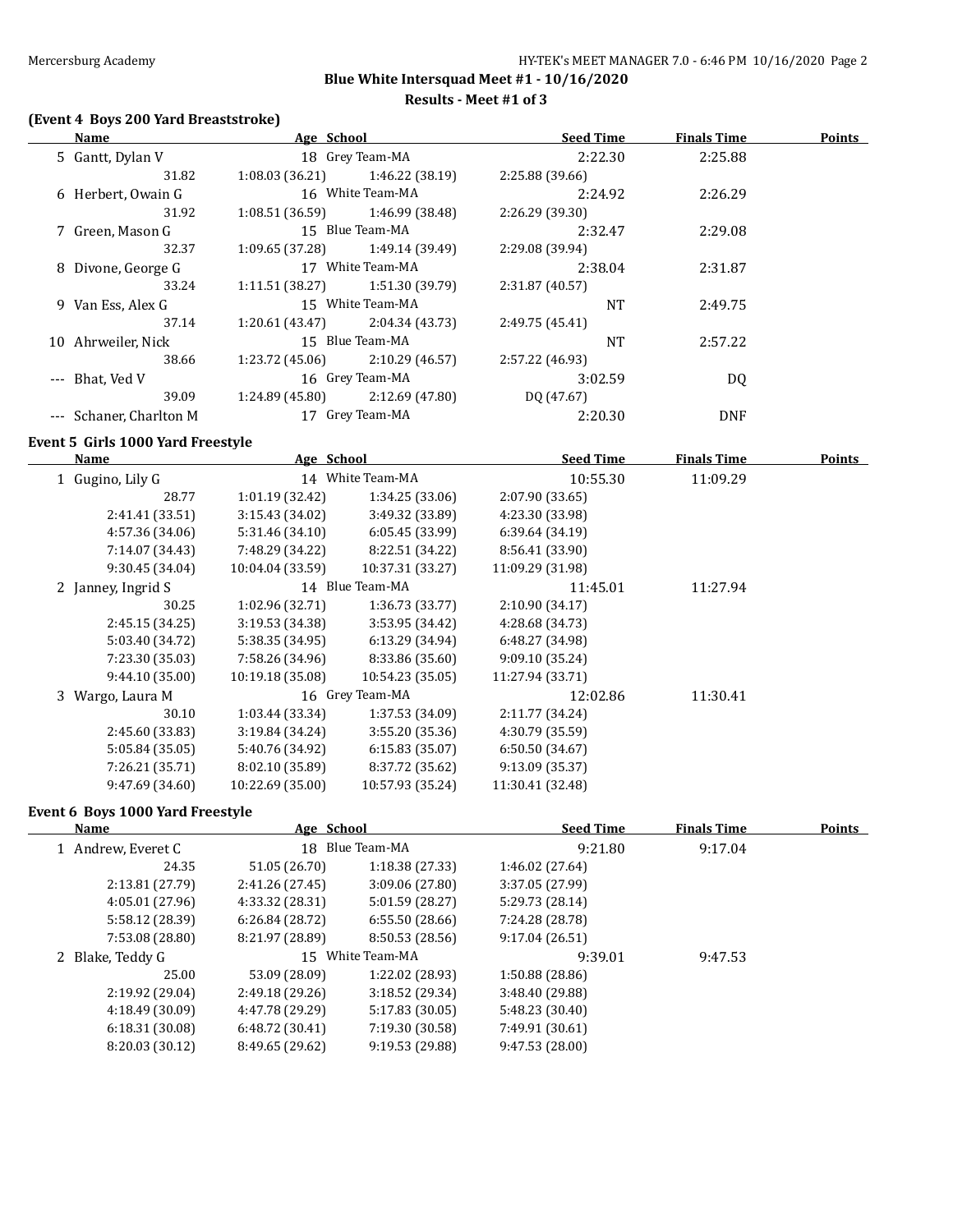## Blue White Intersquad Meet #1 - 10/16/2020

### Results - Meet #1 of 3

### (Event 4 Boys 200 Yard Breaststroke)

| | Name | Age | School | Seed Time | Finals Time | Points |
|---|---|---|---|---|---|---|
| 5 | Gantt, Dylan V | 18 | Grey Team-MA | 2:22.30 | 2:25.88 | |
| | 31.82 | 1:08.03 (36.21) | 1:46.22 (38.19) | 2:25.88 (39.66) | | |
| 6 | Herbert, Owain G | 16 | White Team-MA | 2:24.92 | 2:26.29 | |
| | 31.92 | 1:08.51 (36.59) | 1:46.99 (38.48) | 2:26.29 (39.30) | | |
| 7 | Green, Mason G | 15 | Blue Team-MA | 2:32.47 | 2:29.08 | |
| | 32.37 | 1:09.65 (37.28) | 1:49.14 (39.49) | 2:29.08 (39.94) | | |
| 8 | Divone, George G | 17 | White Team-MA | 2:38.04 | 2:31.87 | |
| | 33.24 | 1:11.51 (38.27) | 1:51.30 (39.79) | 2:31.87 (40.57) | | |
| 9 | Van Ess, Alex G | 15 | White Team-MA | NT | 2:49.75 | |
| | 37.14 | 1:20.61 (43.47) | 2:04.34 (43.73) | 2:49.75 (45.41) | | |
| 10 | Ahrweiler, Nick | 15 | Blue Team-MA | NT | 2:57.22 | |
| | 38.66 | 1:23.72 (45.06) | 2:10.29 (46.57) | 2:57.22 (46.93) | | |
| --- | Bhat, Ved V | 16 | Grey Team-MA | 3:02.59 | DQ | |
| | 39.09 | 1:24.89 (45.80) | 2:12.69 (47.80) | DQ (47.67) | | |
| --- | Schaner, Charlton M | 17 | Grey Team-MA | 2:20.30 | DNF | |

### Event 5 Girls 1000 Yard Freestyle

| | Name | Age | School | Seed Time | Finals Time | Points |
|---|---|---|---|---|---|---|
| 1 | Gugino, Lily G | 14 | White Team-MA | 10:55.30 | 11:09.29 | |
| | 28.77 | 1:01.19 (32.42) | 1:34.25 (33.06) | 2:07.90 (33.65) | | |
| | 2:41.41 (33.51) | 3:15.43 (34.02) | 3:49.32 (33.89) | 4:23.30 (33.98) | | |
| | 4:57.36 (34.06) | 5:31.46 (34.10) | 6:05.45 (33.99) | 6:39.64 (34.19) | | |
| | 7:14.07 (34.43) | 7:48.29 (34.22) | 8:22.51 (34.22) | 8:56.41 (33.90) | | |
| | 9:30.45 (34.04) | 10:04.04 (33.59) | 10:37.31 (33.27) | 11:09.29 (31.98) | | |
| 2 | Janney, Ingrid S | 14 | Blue Team-MA | 11:45.01 | 11:27.94 | |
| | 30.25 | 1:02.96 (32.71) | 1:36.73 (33.77) | 2:10.90 (34.17) | | |
| | 2:45.15 (34.25) | 3:19.53 (34.38) | 3:53.95 (34.42) | 4:28.68 (34.73) | | |
| | 5:03.40 (34.72) | 5:38.35 (34.95) | 6:13.29 (34.94) | 6:48.27 (34.98) | | |
| | 7:23.30 (35.03) | 7:58.26 (34.96) | 8:33.86 (35.60) | 9:09.10 (35.24) | | |
| | 9:44.10 (35.00) | 10:19.18 (35.08) | 10:54.23 (35.05) | 11:27.94 (33.71) | | |
| 3 | Wargo, Laura M | 16 | Grey Team-MA | 12:02.86 | 11:30.41 | |
| | 30.10 | 1:03.44 (33.34) | 1:37.53 (34.09) | 2:11.77 (34.24) | | |
| | 2:45.60 (33.83) | 3:19.84 (34.24) | 3:55.20 (35.36) | 4:30.79 (35.59) | | |
| | 5:05.84 (35.05) | 5:40.76 (34.92) | 6:15.83 (35.07) | 6:50.50 (34.67) | | |
| | 7:26.21 (35.71) | 8:02.10 (35.89) | 8:37.72 (35.62) | 9:13.09 (35.37) | | |
| | 9:47.69 (34.60) | 10:22.69 (35.00) | 10:57.93 (35.24) | 11:30.41 (32.48) | | |

### Event 6 Boys 1000 Yard Freestyle

| | Name | Age | School | Seed Time | Finals Time | Points |
|---|---|---|---|---|---|---|
| 1 | Andrew, Everet C | 18 | Blue Team-MA | 9:21.80 | 9:17.04 | |
| | 24.35 | 51.05 (26.70) | 1:18.38 (27.33) | 1:46.02 (27.64) | | |
| | 2:13.81 (27.79) | 2:41.26 (27.45) | 3:09.06 (27.80) | 3:37.05 (27.99) | | |
| | 4:05.01 (27.96) | 4:33.32 (28.31) | 5:01.59 (28.27) | 5:29.73 (28.14) | | |
| | 5:58.12 (28.39) | 6:26.84 (28.72) | 6:55.50 (28.66) | 7:24.28 (28.78) | | |
| | 7:53.08 (28.80) | 8:21.97 (28.89) | 8:50.53 (28.56) | 9:17.04 (26.51) | | |
| 2 | Blake, Teddy G | 15 | White Team-MA | 9:39.01 | 9:47.53 | |
| | 25.00 | 53.09 (28.09) | 1:22.02 (28.93) | 1:50.88 (28.86) | | |
| | 2:19.92 (29.04) | 2:49.18 (29.26) | 3:18.52 (29.34) | 3:48.40 (29.88) | | |
| | 4:18.49 (30.09) | 4:47.78 (29.29) | 5:17.83 (30.05) | 5:48.23 (30.40) | | |
| | 6:18.31 (30.08) | 6:48.72 (30.41) | 7:19.30 (30.58) | 7:49.91 (30.61) | | |
| | 8:20.03 (30.12) | 8:49.65 (29.62) | 9:19.53 (29.88) | 9:47.53 (28.00) | | |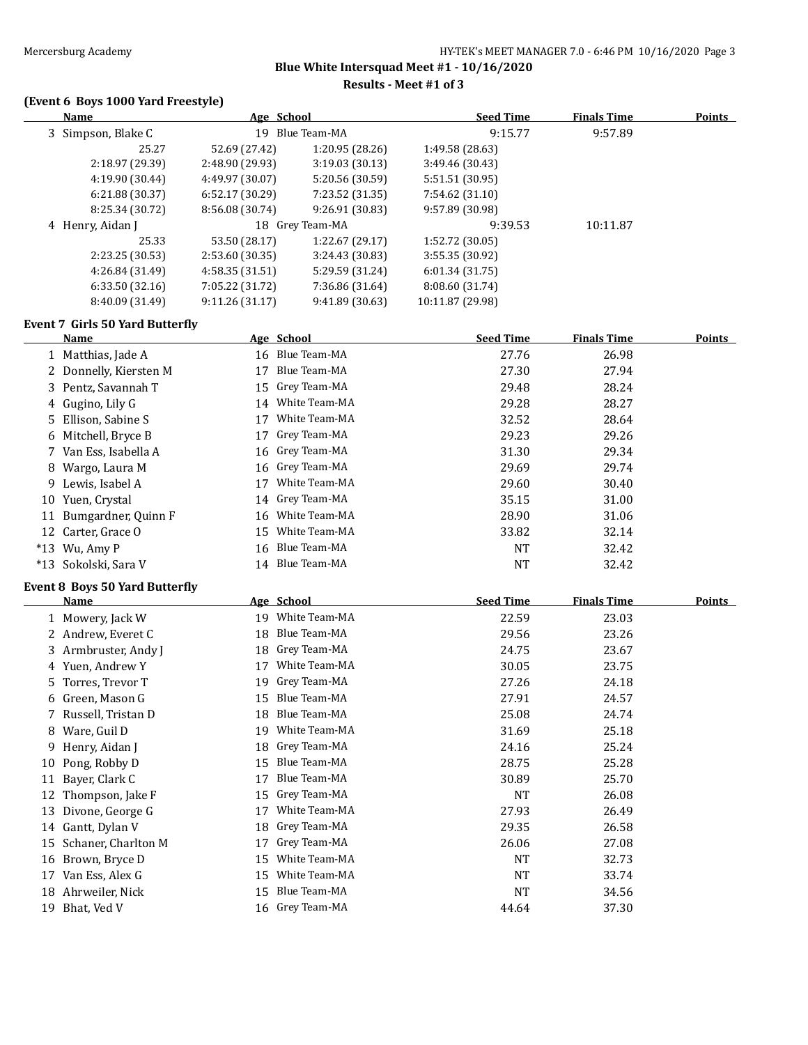**Blue White Intersquad Meet #1 - 10/16/2020**

**Results - Meet #1 of 3**

### (Event 6 Boys 1000 Yard Freestyle)

| | Name | Age | School | Seed Time | Finals Time | Points |
|---|---|---|---|---|---|---|
| 3 | Simpson, Blake C | 19 | Blue Team-MA | 9:15.77 | 9:57.89 | |
| | 25.27 | 52.69 (27.42) | 1:20.95 (28.26) | 1:49.58 (28.63) | | |
| | 2:18.97 (29.39) | 2:48.90 (29.93) | 3:19.03 (30.13) | 3:49.46 (30.43) | | |
| | 4:19.90 (30.44) | 4:49.97 (30.07) | 5:20.56 (30.59) | 5:51.51 (30.95) | | |
| | 6:21.88 (30.37) | 6:52.17 (30.29) | 7:23.52 (31.35) | 7:54.62 (31.10) | | |
| | 8:25.34 (30.72) | 8:56.08 (30.74) | 9:26.91 (30.83) | 9:57.89 (30.98) | | |
| 4 | Henry, Aidan J | 18 | Grey Team-MA | 9:39.53 | 10:11.87 | |
| | 25.33 | 53.50 (28.17) | 1:22.67 (29.17) | 1:52.72 (30.05) | | |
| | 2:23.25 (30.53) | 2:53.60 (30.35) | 3:24.43 (30.83) | 3:55.35 (30.92) | | |
| | 4:26.84 (31.49) | 4:58.35 (31.51) | 5:29.59 (31.24) | 6:01.34 (31.75) | | |
| | 6:33.50 (32.16) | 7:05.22 (31.72) | 7:36.86 (31.64) | 8:08.60 (31.74) | | |
| | 8:40.09 (31.49) | 9:11.26 (31.17) | 9:41.89 (30.63) | 10:11.87 (29.98) | | |

### Event 7 Girls 50 Yard Butterfly

| | Name | Age | School | Seed Time | Finals Time | Points |
|---|---|---|---|---|---|---|
| 1 | Matthias, Jade A | 16 | Blue Team-MA | 27.76 | 26.98 | |
| 2 | Donnelly, Kiersten M | 17 | Blue Team-MA | 27.30 | 27.94 | |
| 3 | Pentz, Savannah T | 15 | Grey Team-MA | 29.48 | 28.24 | |
| 4 | Gugino, Lily G | 14 | White Team-MA | 29.28 | 28.27 | |
| 5 | Ellison, Sabine S | 17 | White Team-MA | 32.52 | 28.64 | |
| 6 | Mitchell, Bryce B | 17 | Grey Team-MA | 29.23 | 29.26 | |
| 7 | Van Ess, Isabella A | 16 | Grey Team-MA | 31.30 | 29.34 | |
| 8 | Wargo, Laura M | 16 | Grey Team-MA | 29.69 | 29.74 | |
| 9 | Lewis, Isabel A | 17 | White Team-MA | 29.60 | 30.40 | |
| 10 | Yuen, Crystal | 14 | Grey Team-MA | 35.15 | 31.00 | |
| 11 | Bumgardner, Quinn F | 16 | White Team-MA | 28.90 | 31.06 | |
| 12 | Carter, Grace O | 15 | White Team-MA | 33.82 | 32.14 | |
| *13 | Wu, Amy P | 16 | Blue Team-MA | NT | 32.42 | |
| *13 | Sokolski, Sara V | 14 | Blue Team-MA | NT | 32.42 | |

### Event 8 Boys 50 Yard Butterfly

| | Name | Age | School | Seed Time | Finals Time | Points |
|---|---|---|---|---|---|---|
| 1 | Mowery, Jack W | 19 | White Team-MA | 22.59 | 23.03 | |
| 2 | Andrew, Everet C | 18 | Blue Team-MA | 29.56 | 23.26 | |
| 3 | Armbruster, Andy J | 18 | Grey Team-MA | 24.75 | 23.67 | |
| 4 | Yuen, Andrew Y | 17 | White Team-MA | 30.05 | 23.75 | |
| 5 | Torres, Trevor T | 19 | Grey Team-MA | 27.26 | 24.18 | |
| 6 | Green, Mason G | 15 | Blue Team-MA | 27.91 | 24.57 | |
| 7 | Russell, Tristan D | 18 | Blue Team-MA | 25.08 | 24.74 | |
| 8 | Ware, Guil D | 19 | White Team-MA | 31.69 | 25.18 | |
| 9 | Henry, Aidan J | 18 | Grey Team-MA | 24.16 | 25.24 | |
| 10 | Pong, Robby D | 15 | Blue Team-MA | 28.75 | 25.28 | |
| 11 | Bayer, Clark C | 17 | Blue Team-MA | 30.89 | 25.70 | |
| 12 | Thompson, Jake F | 15 | Grey Team-MA | NT | 26.08 | |
| 13 | Divone, George G | 17 | White Team-MA | 27.93 | 26.49 | |
| 14 | Gantt, Dylan V | 18 | Grey Team-MA | 29.35 | 26.58 | |
| 15 | Schaner, Charlton M | 17 | Grey Team-MA | 26.06 | 27.08 | |
| 16 | Brown, Bryce D | 15 | White Team-MA | NT | 32.73 | |
| 17 | Van Ess, Alex G | 15 | White Team-MA | NT | 33.74 | |
| 18 | Ahrweiler, Nick | 15 | Blue Team-MA | NT | 34.56 | |
| 19 | Bhat, Ved V | 16 | Grey Team-MA | 44.64 | 37.30 | |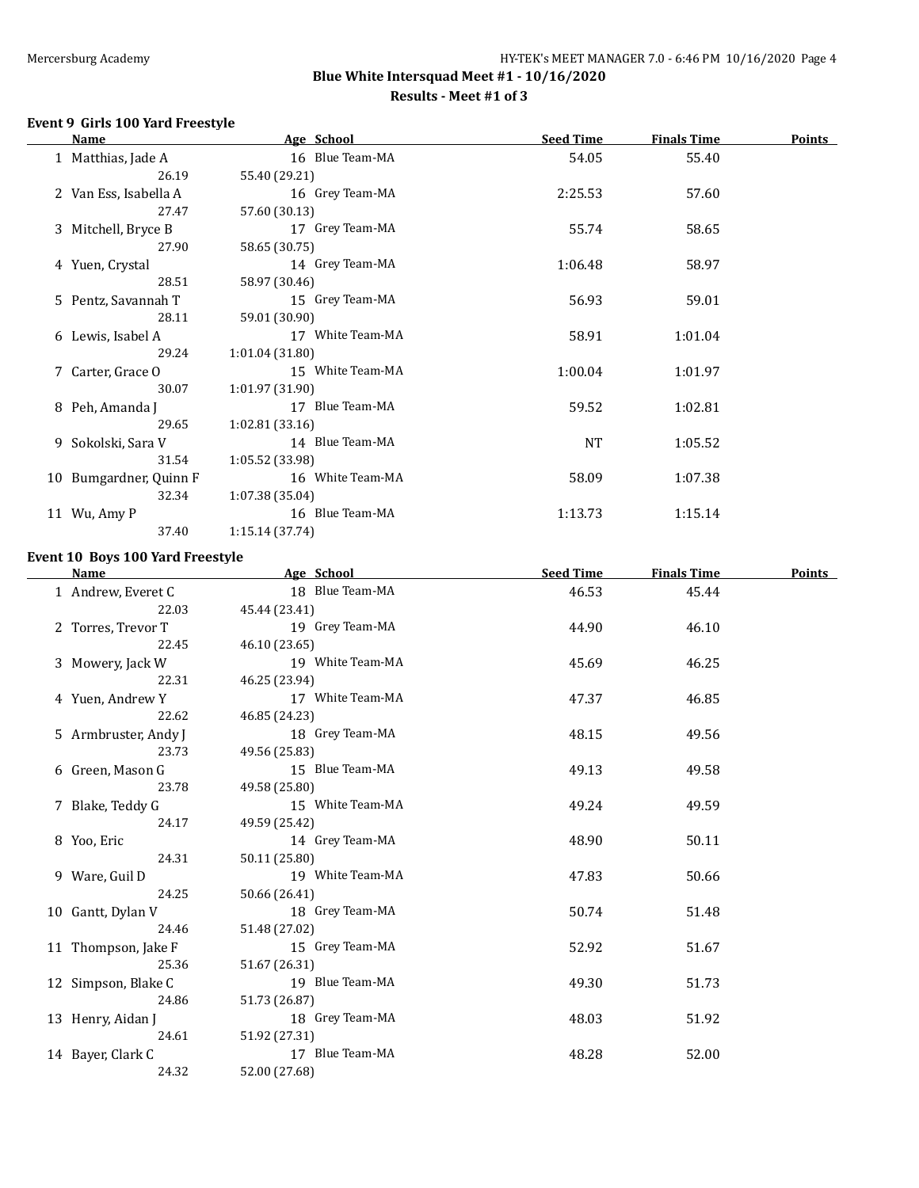## Blue White Intersquad Meet #1 - 10/16/2020

### Results - Meet #1 of 3

**Event 9 Girls 100 Yard Freestyle**

| | Name | Age | School | Seed Time | Finals Time | Points |
|---|---|---|---|---|---|---|
| 1 | Matthias, Jade A | 16 | Blue Team-MA | 54.05 | 55.40 | |
| | 26.19 | 55.40 (29.21) | | | | |
| 2 | Van Ess, Isabella A | 16 | Grey Team-MA | 2:25.53 | 57.60 | |
| | 27.47 | 57.60 (30.13) | | | | |
| 3 | Mitchell, Bryce B | 17 | Grey Team-MA | 55.74 | 58.65 | |
| | 27.90 | 58.65 (30.75) | | | | |
| 4 | Yuen, Crystal | 14 | Grey Team-MA | 1:06.48 | 58.97 | |
| | 28.51 | 58.97 (30.46) | | | | |
| 5 | Pentz, Savannah T | 15 | Grey Team-MA | 56.93 | 59.01 | |
| | 28.11 | 59.01 (30.90) | | | | |
| 6 | Lewis, Isabel A | 17 | White Team-MA | 58.91 | 1:01.04 | |
| | 29.24 | 1:01.04 (31.80) | | | | |
| 7 | Carter, Grace O | 15 | White Team-MA | 1:00.04 | 1:01.97 | |
| | 30.07 | 1:01.97 (31.90) | | | | |
| 8 | Peh, Amanda J | 17 | Blue Team-MA | 59.52 | 1:02.81 | |
| | 29.65 | 1:02.81 (33.16) | | | | |
| 9 | Sokolski, Sara V | 14 | Blue Team-MA | NT | 1:05.52 | |
| | 31.54 | 1:05.52 (33.98) | | | | |
| 10 | Bumgardner, Quinn F | 16 | White Team-MA | 58.09 | 1:07.38 | |
| | 32.34 | 1:07.38 (35.04) | | | | |
| 11 | Wu, Amy P | 16 | Blue Team-MA | 1:13.73 | 1:15.14 | |
| | 37.40 | 1:15.14 (37.74) | | | | |

**Event 10 Boys 100 Yard Freestyle**

| | Name | Age | School | Seed Time | Finals Time | Points |
|---|---|---|---|---|---|---|
| 1 | Andrew, Everet C | 18 | Blue Team-MA | 46.53 | 45.44 | |
| | 22.03 | 45.44 (23.41) | | | | |
| 2 | Torres, Trevor T | 19 | Grey Team-MA | 44.90 | 46.10 | |
| | 22.45 | 46.10 (23.65) | | | | |
| 3 | Mowery, Jack W | 19 | White Team-MA | 45.69 | 46.25 | |
| | 22.31 | 46.25 (23.94) | | | | |
| 4 | Yuen, Andrew Y | 17 | White Team-MA | 47.37 | 46.85 | |
| | 22.62 | 46.85 (24.23) | | | | |
| 5 | Armbruster, Andy J | 18 | Grey Team-MA | 48.15 | 49.56 | |
| | 23.73 | 49.56 (25.83) | | | | |
| 6 | Green, Mason G | 15 | Blue Team-MA | 49.13 | 49.58 | |
| | 23.78 | 49.58 (25.80) | | | | |
| 7 | Blake, Teddy G | 15 | White Team-MA | 49.24 | 49.59 | |
| | 24.17 | 49.59 (25.42) | | | | |
| 8 | Yoo, Eric | 14 | Grey Team-MA | 48.90 | 50.11 | |
| | 24.31 | 50.11 (25.80) | | | | |
| 9 | Ware, Guil D | 19 | White Team-MA | 47.83 | 50.66 | |
| | 24.25 | 50.66 (26.41) | | | | |
| 10 | Gantt, Dylan V | 18 | Grey Team-MA | 50.74 | 51.48 | |
| | 24.46 | 51.48 (27.02) | | | | |
| 11 | Thompson, Jake F | 15 | Grey Team-MA | 52.92 | 51.67 | |
| | 25.36 | 51.67 (26.31) | | | | |
| 12 | Simpson, Blake C | 19 | Blue Team-MA | 49.30 | 51.73 | |
| | 24.86 | 51.73 (26.87) | | | | |
| 13 | Henry, Aidan J | 18 | Grey Team-MA | 48.03 | 51.92 | |
| | 24.61 | 51.92 (27.31) | | | | |
| 14 | Bayer, Clark C | 17 | Blue Team-MA | 48.28 | 52.00 | |
| | 24.32 | 52.00 (27.68) | | | | |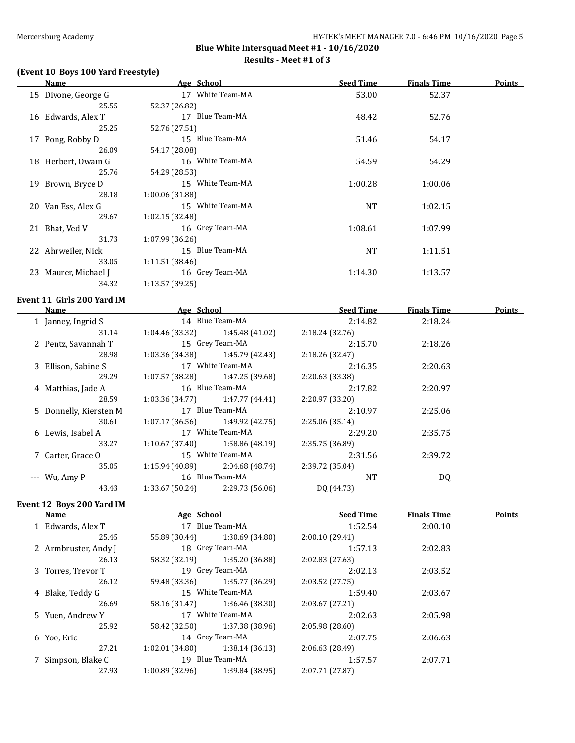## Blue White Intersquad Meet #1 - 10/16/2020

### Results - Meet #1 of 3

### (Event 10 Boys 100 Yard Freestyle)

| | Name | Age | School | Seed Time | Finals Time | Points |
|---|---|---|---|---|---|---|
| 15 | Divone, George G | 17 | White Team-MA | 53.00 | 52.37 | |
| | 25.55 | 52.37 (26.82) | | | | |
| 16 | Edwards, Alex T | 17 | Blue Team-MA | 48.42 | 52.76 | |
| | 25.25 | 52.76 (27.51) | | | | |
| 17 | Pong, Robby D | 15 | Blue Team-MA | 51.46 | 54.17 | |
| | 26.09 | 54.17 (28.08) | | | | |
| 18 | Herbert, Owain G | 16 | White Team-MA | 54.59 | 54.29 | |
| | 25.76 | 54.29 (28.53) | | | | |
| 19 | Brown, Bryce D | 15 | White Team-MA | 1:00.28 | 1:00.06 | |
| | 28.18 | 1:00.06 (31.88) | | | | |
| 20 | Van Ess, Alex G | 15 | White Team-MA | NT | 1:02.15 | |
| | 29.67 | 1:02.15 (32.48) | | | | |
| 21 | Bhat, Ved V | 16 | Grey Team-MA | 1:08.61 | 1:07.99 | |
| | 31.73 | 1:07.99 (36.26) | | | | |
| 22 | Ahrweiler, Nick | 15 | Blue Team-MA | NT | 1:11.51 | |
| | 33.05 | 1:11.51 (38.46) | | | | |
| 23 | Maurer, Michael J | 16 | Grey Team-MA | 1:14.30 | 1:13.57 | |
| | 34.32 | 1:13.57 (39.25) | | | | |

### Event 11 Girls 200 Yard IM

| | Name | Age | School | | Seed Time | Finals Time | Points |
|---|---|---|---|---|---|---|---|
| 1 | Janney, Ingrid S | 14 | Blue Team-MA | | 2:14.82 | 2:18.24 | |
| | 31.14 | 1:04.46 (33.32) | 1:45.48 (41.02) | 2:18.24 (32.76) | | | |
| 2 | Pentz, Savannah T | 15 | Grey Team-MA | | 2:15.70 | 2:18.26 | |
| | 28.98 | 1:03.36 (34.38) | 1:45.79 (42.43) | 2:18.26 (32.47) | | | |
| 3 | Ellison, Sabine S | 17 | White Team-MA | | 2:16.35 | 2:20.63 | |
| | 29.29 | 1:07.57 (38.28) | 1:47.25 (39.68) | 2:20.63 (33.38) | | | |
| 4 | Matthias, Jade A | 16 | Blue Team-MA | | 2:17.82 | 2:20.97 | |
| | 28.59 | 1:03.36 (34.77) | 1:47.77 (44.41) | 2:20.97 (33.20) | | | |
| 5 | Donnelly, Kiersten M | 17 | Blue Team-MA | | 2:10.97 | 2:25.06 | |
| | 30.61 | 1:07.17 (36.56) | 1:49.92 (42.75) | 2:25.06 (35.14) | | | |
| 6 | Lewis, Isabel A | 17 | White Team-MA | | 2:29.20 | 2:35.75 | |
| | 33.27 | 1:10.67 (37.40) | 1:58.86 (48.19) | 2:35.75 (36.89) | | | |
| 7 | Carter, Grace O | 15 | White Team-MA | | 2:31.56 | 2:39.72 | |
| | 35.05 | 1:15.94 (40.89) | 2:04.68 (48.74) | 2:39.72 (35.04) | | | |
| --- | Wu, Amy P | 16 | Blue Team-MA | | NT | DQ | |
| | 43.43 | 1:33.67 (50.24) | 2:29.73 (56.06) | DQ (44.73) | | | |

### Event 12 Boys 200 Yard IM

| | Name | Age | School | | Seed Time | Finals Time | Points |
|---|---|---|---|---|---|---|---|
| 1 | Edwards, Alex T | 17 | Blue Team-MA | | 1:52.54 | 2:00.10 | |
| | 25.45 | 55.89 (30.44) | 1:30.69 (34.80) | 2:00.10 (29.41) | | | |
| 2 | Armbruster, Andy J | 18 | Grey Team-MA | | 1:57.13 | 2:02.83 | |
| | 26.13 | 58.32 (32.19) | 1:35.20 (36.88) | 2:02.83 (27.63) | | | |
| 3 | Torres, Trevor T | 19 | Grey Team-MA | | 2:02.13 | 2:03.52 | |
| | 26.12 | 59.48 (33.36) | 1:35.77 (36.29) | 2:03.52 (27.75) | | | |
| 4 | Blake, Teddy G | 15 | White Team-MA | | 1:59.40 | 2:03.67 | |
| | 26.69 | 58.16 (31.47) | 1:36.46 (38.30) | 2:03.67 (27.21) | | | |
| 5 | Yuen, Andrew Y | 17 | White Team-MA | | 2:02.63 | 2:05.98 | |
| | 25.92 | 58.42 (32.50) | 1:37.38 (38.96) | 2:05.98 (28.60) | | | |
| 6 | Yoo, Eric | 14 | Grey Team-MA | | 2:07.75 | 2:06.63 | |
| | 27.21 | 1:02.01 (34.80) | 1:38.14 (36.13) | 2:06.63 (28.49) | | | |
| 7 | Simpson, Blake C | 19 | Blue Team-MA | | 1:57.57 | 2:07.71 | |
| | 27.93 | 1:00.89 (32.96) | 1:39.84 (38.95) | 2:07.71 (27.87) | | | |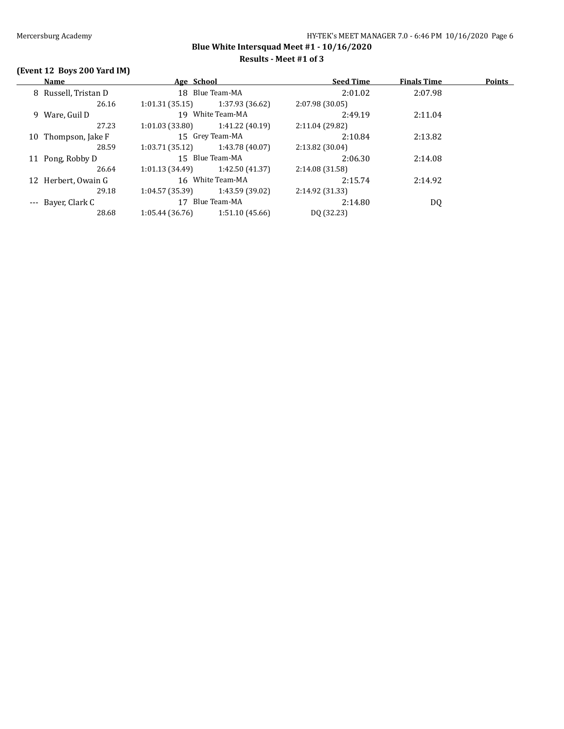**Blue White Intersquad Meet #1 - 10/16/2020**

**Results - Meet #1 of 3**

**(Event 12 Boys 200 Yard IM)**

| | Name | Age | School | Seed Time | Finals Time | Points |
|---|---|---|---|---|---|---|
| 8 | Russell, Tristan D | 18 | Blue Team-MA | 2:01.02 | 2:07.98 | |
| | 26.16 | 1:01.31 (35.15) | 1:37.93 (36.62) | 2:07.98 (30.05) | | |
| 9 | Ware, Guil D | 19 | White Team-MA | 2:49.19 | 2:11.04 | |
| | 27.23 | 1:01.03 (33.80) | 1:41.22 (40.19) | 2:11.04 (29.82) | | |
| 10 | Thompson, Jake F | 15 | Grey Team-MA | 2:10.84 | 2:13.82 | |
| | 28.59 | 1:03.71 (35.12) | 1:43.78 (40.07) | 2:13.82 (30.04) | | |
| 11 | Pong, Robby D | 15 | Blue Team-MA | 2:06.30 | 2:14.08 | |
| | 26.64 | 1:01.13 (34.49) | 1:42.50 (41.37) | 2:14.08 (31.58) | | |
| 12 | Herbert, Owain G | 16 | White Team-MA | 2:15.74 | 2:14.92 | |
| | 29.18 | 1:04.57 (35.39) | 1:43.59 (39.02) | 2:14.92 (31.33) | | |
| --- | Bayer, Clark C | 17 | Blue Team-MA | 2:14.80 | DQ | |
| | 28.68 | 1:05.44 (36.76) | 1:51.10 (45.66) | DQ (32.23) | | |